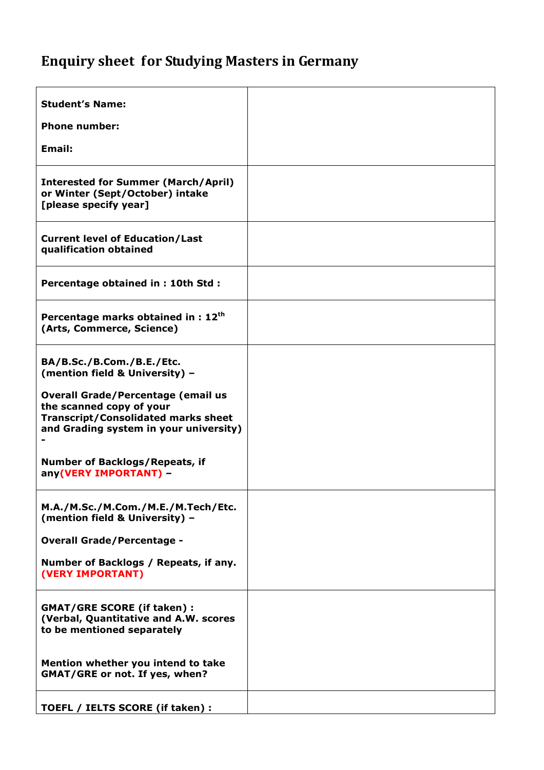# Enquiry sheet for Studying Masters in Germany

| | |
|---|---|
| **Student's Name:**<br><br>**Phone number:**<br><br>**Email:** | |
| **Interested for Summer (March/April) or Winter (Sept/October) intake [please specify year]** | |
| **Current level of Education/Last qualification obtained** | |
| **Percentage obtained in : 10th Std :** | |
| **Percentage marks obtained in : 12th (Arts, Commerce, Science)** | |
| **BA/B.Sc./B.Com./B.E./Etc. (mention field & University) –**<br><br>**Overall Grade/Percentage (email us the scanned copy of your Transcript/Consolidated marks sheet and Grading system in your university) -**<br><br>**Number of Backlogs/Repeats, if any(VERY IMPORTANT) –** | |
| **M.A./M.Sc./M.Com./M.E./M.Tech/Etc. (mention field & University) –**<br><br>**Overall Grade/Percentage -**<br><br>**Number of Backlogs / Repeats, if any. (VERY IMPORTANT)** | |
| **GMAT/GRE SCORE (if taken) : (Verbal, Quantitative and A.W. scores to be mentioned separately**<br><br>**Mention whether you intend to take GMAT/GRE or not. If yes, when?** | |
| **TOEFL / IELTS SCORE (if taken) :** | |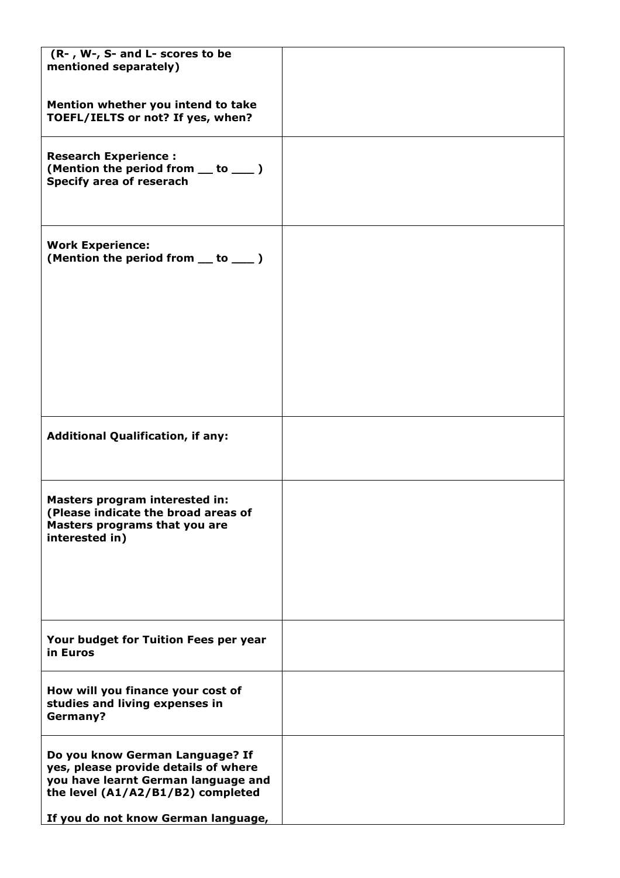| | |
|---|---|
| **(R- , W-, S- and L- scores to be mentioned separately)**<br><br>**Mention whether you intend to take TOEFL/IELTS or not? If yes, when?** | |
| **Research Experience :**<br>**(Mention the period from __ to ___ )**<br>**Specify area of reserach** | |
| **Work Experience:**<br>**(Mention the period from __ to ___ )** | |
| **Additional Qualification, if any:** | |
| **Masters program interested in:**<br>**(Please indicate the broad areas of Masters programs that you are interested in)** | |
| **Your budget for Tuition Fees per year in Euros** | |
| **How will you finance your cost of studies and living expenses in Germany?** | |
| **Do you know German Language? If yes, please provide details of where you have learnt German language and the level (A1/A2/B1/B2) completed**<br><br>**If you do not know German language,** | |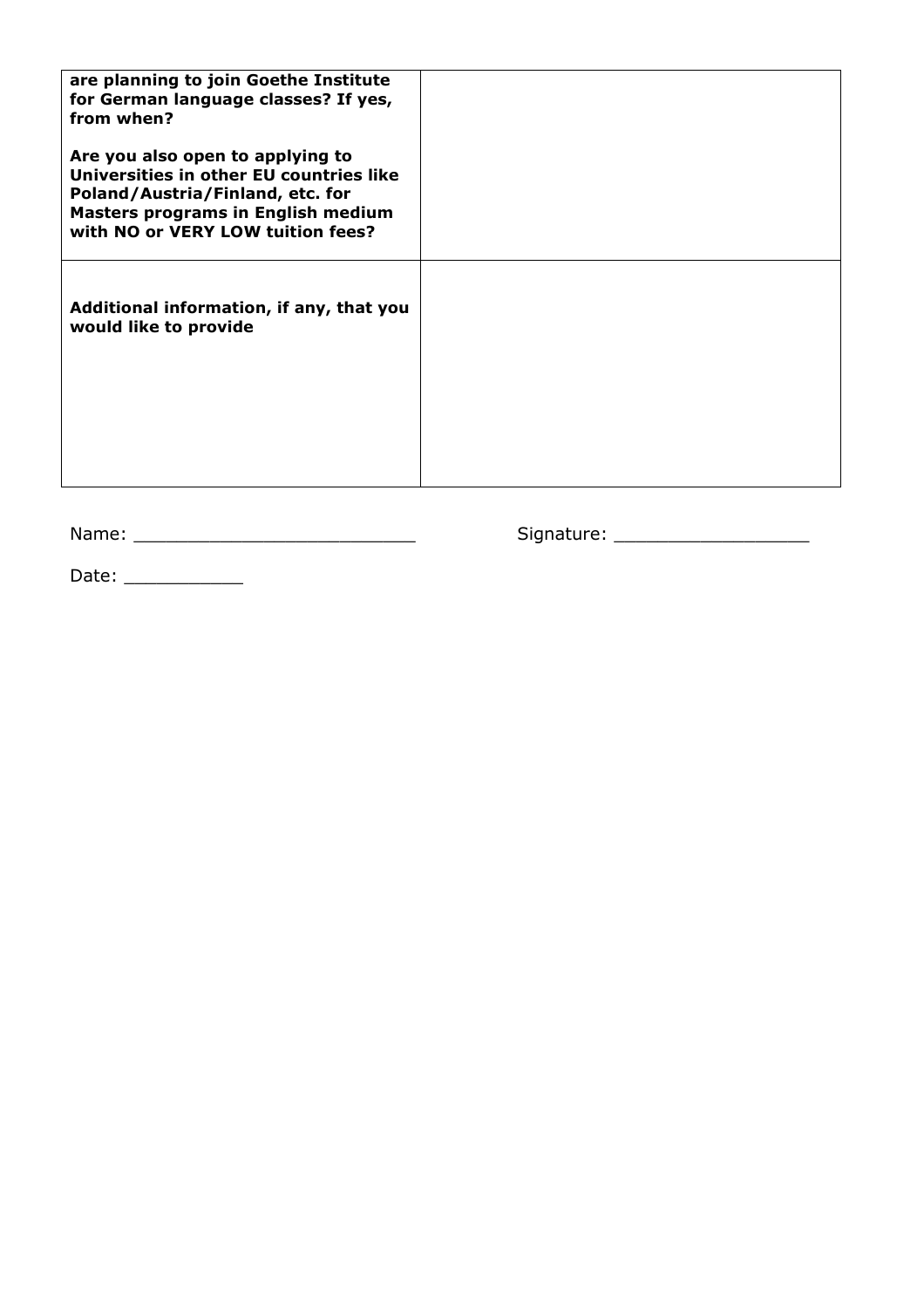| | |
|---|---|
| **are planning to join Goethe Institute for German language classes? If yes, from when?**<br><br>**Are you also open to applying to Universities in other EU countries like Poland/Austria/Finland, etc. for Masters programs in English medium with NO or VERY LOW tuition fees?** | |
| **Additional information, if any, that you would like to provide** | |

Name: ___________________________    Signature: ___________________

Date: ___________